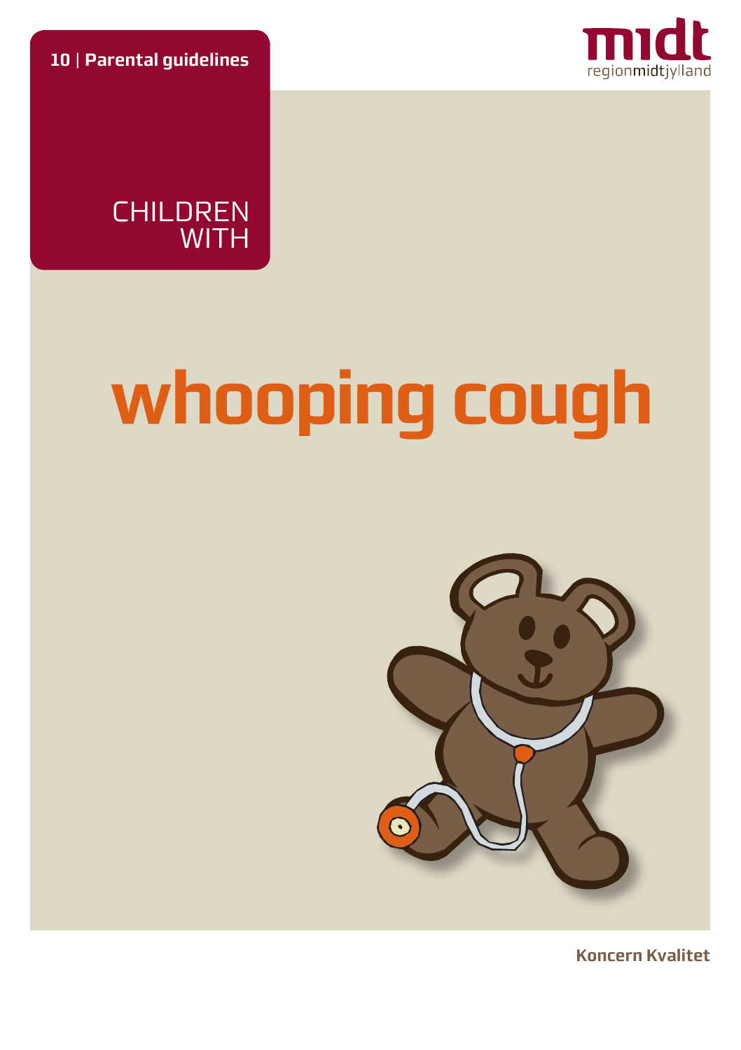**10 | Parental guidelines**

midt
regionmidtjylland

CHILDREN WITH

# whooping cough

Koncern Kvalitet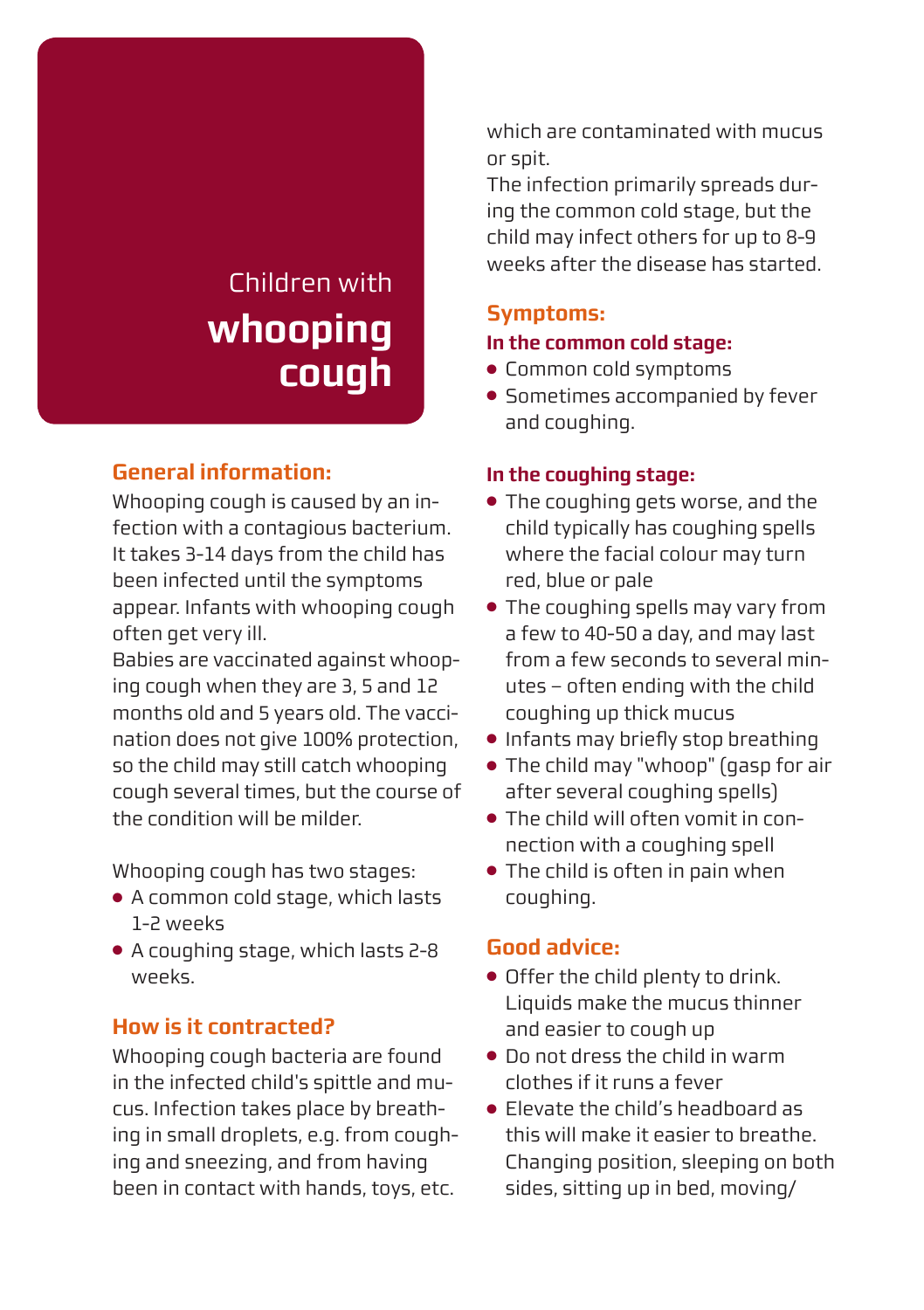# Children with **whooping cough**

## General information:

Whooping cough is caused by an infection with a contagious bacterium. It takes 3-14 days from the child has been infected until the symptoms appear. Infants with whooping cough often get very ill.

Babies are vaccinated against whooping cough when they are 3, 5 and 12 months old and 5 years old. The vaccination does not give 100% protection, so the child may still catch whooping cough several times, but the course of the condition will be milder.

Whooping cough has two stages:

- A common cold stage, which lasts 1-2 weeks
- A coughing stage, which lasts 2-8 weeks.

## How is it contracted?

Whooping cough bacteria are found in the infected child's spittle and mucus. Infection takes place by breathing in small droplets, e.g. from coughing and sneezing, and from having been in contact with hands, toys, etc. which are contaminated with mucus or spit.

The infection primarily spreads during the common cold stage, but the child may infect others for up to 8-9 weeks after the disease has started.

## Symptoms:

### In the common cold stage:

- Common cold symptoms
- Sometimes accompanied by fever and coughing.

### In the coughing stage:

- The coughing gets worse, and the child typically has coughing spells where the facial colour may turn red, blue or pale
- The coughing spells may vary from a few to 40-50 a day, and may last from a few seconds to several minutes – often ending with the child coughing up thick mucus
- Infants may briefly stop breathing
- The child may "whoop" (gasp for air after several coughing spells)
- The child will often vomit in connection with a coughing spell
- The child is often in pain when coughing.

## Good advice:

- Offer the child plenty to drink. Liquids make the mucus thinner and easier to cough up
- Do not dress the child in warm clothes if it runs a fever
- Elevate the child's headboard as this will make it easier to breathe. Changing position, sleeping on both sides, sitting up in bed, moving/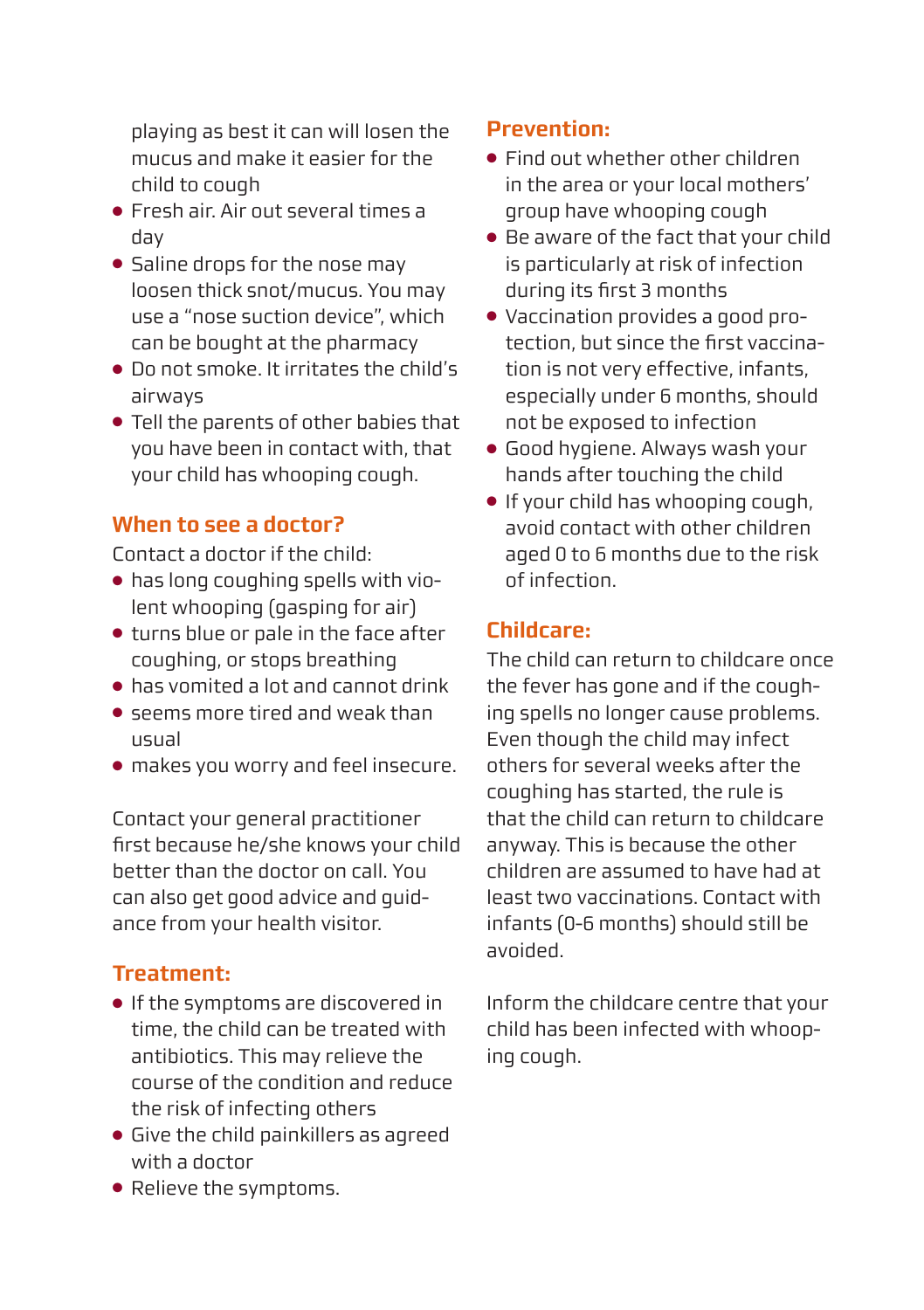playing as best it can will losen the mucus and make it easier for the child to cough

- Fresh air. Air out several times a day
- Saline drops for the nose may loosen thick snot/mucus. You may use a "nose suction device", which can be bought at the pharmacy
- Do not smoke. It irritates the child's airways
- Tell the parents of other babies that you have been in contact with, that your child has whooping cough.

## When to see a doctor?

Contact a doctor if the child:

- has long coughing spells with violent whooping (gasping for air)
- turns blue or pale in the face after coughing, or stops breathing
- has vomited a lot and cannot drink
- seems more tired and weak than usual
- makes you worry and feel insecure.

Contact your general practitioner first because he/she knows your child better than the doctor on call. You can also get good advice and guidance from your health visitor.

## Treatment:

- If the symptoms are discovered in time, the child can be treated with antibiotics. This may relieve the course of the condition and reduce the risk of infecting others
- Give the child painkillers as agreed with a doctor
- Relieve the symptoms.

## Prevention:

- Find out whether other children in the area or your local mothers' group have whooping cough
- Be aware of the fact that your child is particularly at risk of infection during its first 3 months
- Vaccination provides a good protection, but since the first vaccination is not very effective, infants, especially under 6 months, should not be exposed to infection
- Good hygiene. Always wash your hands after touching the child
- If your child has whooping cough, avoid contact with other children aged 0 to 6 months due to the risk of infection.

## Childcare:

The child can return to childcare once the fever has gone and if the coughing spells no longer cause problems. Even though the child may infect others for several weeks after the coughing has started, the rule is that the child can return to childcare anyway. This is because the other children are assumed to have had at least two vaccinations. Contact with infants (0-6 months) should still be avoided.

Inform the childcare centre that your child has been infected with whooping cough.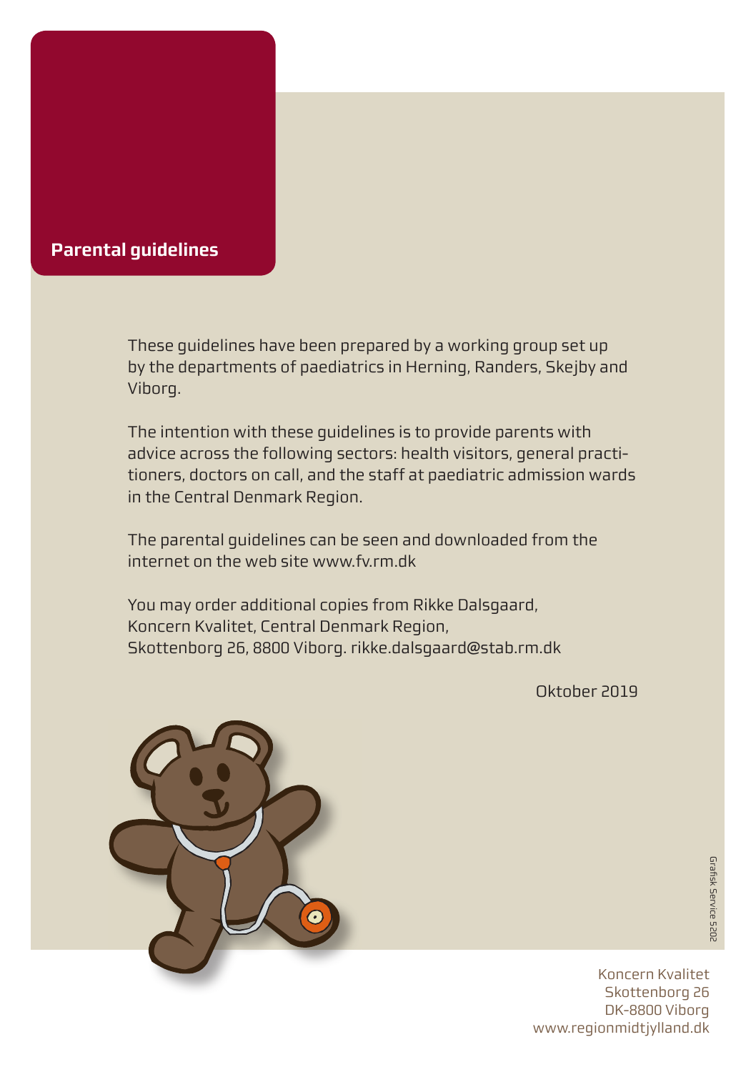## Parental guidelines

These guidelines have been prepared by a working group set up by the departments of paediatrics in Herning, Randers, Skejby and Viborg.

The intention with these guidelines is to provide parents with advice across the following sectors: health visitors, general practitioners, doctors on call, and the staff at paediatric admission wards in the Central Denmark Region.

The parental guidelines can be seen and downloaded from the internet on the web site www.fv.rm.dk

You may order additional copies from Rikke Dalsgaard,
Koncern Kvalitet, Central Denmark Region,
Skottenborg 26, 8800 Viborg. rikke.dalsgaard@stab.rm.dk

Oktober 2019

Grafisk Service 5202

Koncern Kvalitet
Skottenborg 26
DK-8800 Viborg
www.regionmidtjylland.dk